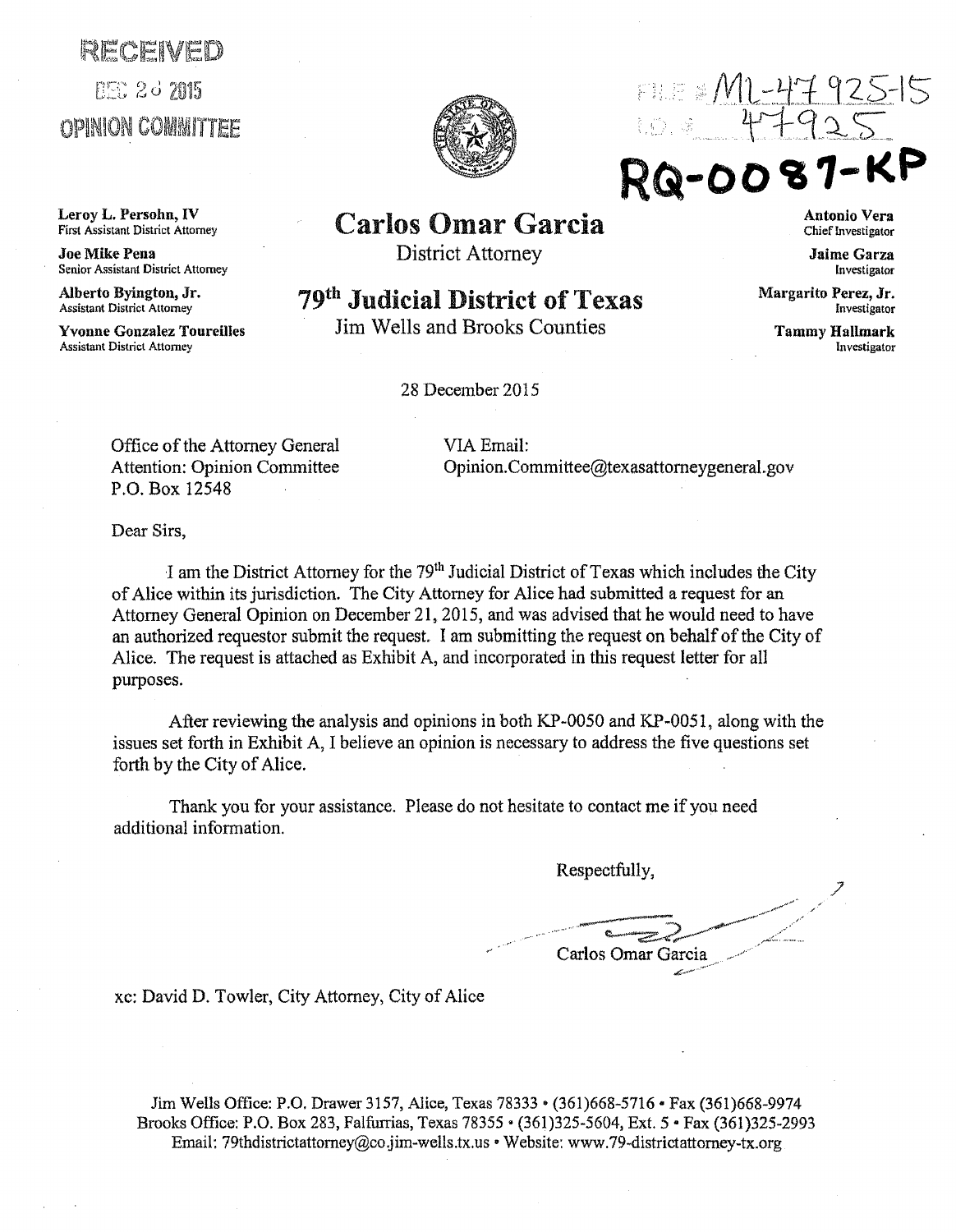RECEIVED
DEC 28 2015
OPINION COMMITTEE

FILE # ML-47925-15
I.D. # 47925

**RQ-0087-KP**

**Leroy L. Persohn, IV**
First Assistant District Attorney

**Joe Mike Pena**
Senior Assistant District Attorney

**Alberto Byington, Jr.**
Assistant District Attorney

**Yvonne Gonzalez Toureilles**
Assistant District Attorney

# Carlos Omar Garcia

District Attorney

## 79th Judicial District of Texas

Jim Wells and Brooks Counties

**Antonio Vera**
Chief Investigator

**Jaime Garza**
Investigator

**Margarito Perez, Jr.**
Investigator

**Tammy Hallmark**
Investigator

28 December 2015

Office of the Attorney General
Attention: Opinion Committee
P.O. Box 12548

VIA Email:
Opinion.Committee@texasattorneygeneral.gov

Dear Sirs,

I am the District Attorney for the 79th Judicial District of Texas which includes the City of Alice within its jurisdiction. The City Attorney for Alice had submitted a request for an Attorney General Opinion on December 21, 2015, and was advised that he would need to have an authorized requestor submit the request. I am submitting the request on behalf of the City of Alice. The request is attached as Exhibit A, and incorporated in this request letter for all purposes.

After reviewing the analysis and opinions in both KP-0050 and KP-0051, along with the issues set forth in Exhibit A, I believe an opinion is necessary to address the five questions set forth by the City of Alice.

Thank you for your assistance. Please do not hesitate to contact me if you need additional information.

Respectfully,

Carlos Omar Garcia

xc: David D. Towler, City Attorney, City of Alice

Jim Wells Office: P.O. Drawer 3157, Alice, Texas 78333 • (361)668-5716 • Fax (361)668-9974
Brooks Office: P.O. Box 283, Falfurrias, Texas 78355 • (361)325-5604, Ext. 5 • Fax (361)325-2993
Email: 79thdistrictattorney@co.jim-wells.tx.us • Website: www.79-districtattorney-tx.org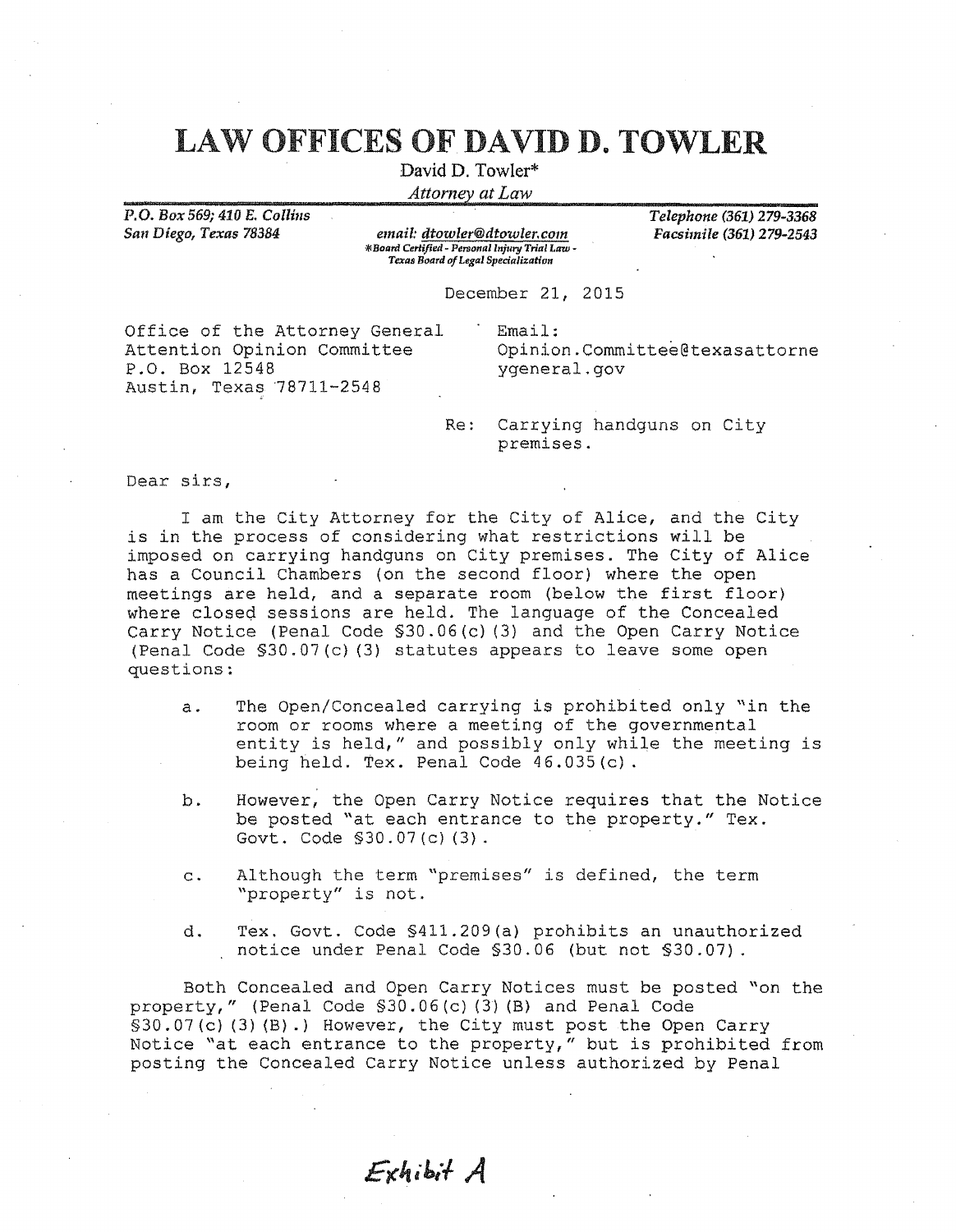# LAW OFFICES OF DAVID D. TOWLER

David D. Towler*

*Attorney at Law*

*P.O. Box 569; 410 E. Collins*
*San Diego, Texas 78384*

*email: dtowler@dtowler.com*
*\*Board Certified - Personal Injury Trial Law - Texas Board of Legal Specialization*

*Telephone (361) 279-3368*
*Facsimile (361) 279-2543*

December 21, 2015

Office of the Attorney General
Attention Opinion Committee
P.O. Box 12548
Austin, Texas 78711-2548

Email:
Opinion.Committee@texasattorneygeneral.gov

Re: Carrying handguns on City premises.

Dear sirs,

I am the City Attorney for the City of Alice, and the City is in the process of considering what restrictions will be imposed on carrying handguns on City premises. The City of Alice has a Council Chambers (on the second floor) where the open meetings are held, and a separate room (below the first floor) where closed sessions are held. The language of the Concealed Carry Notice (Penal Code §30.06(c)(3) and the Open Carry Notice (Penal Code §30.07(c)(3) statutes appears to leave some open questions:

a. The Open/Concealed carrying is prohibited only "in the room or rooms where a meeting of the governmental entity is held," and possibly only while the meeting is being held. Tex. Penal Code 46.035(c).

b. However, the Open Carry Notice requires that the Notice be posted "at each entrance to the property." Tex. Govt. Code §30.07(c)(3).

c. Although the term "premises" is defined, the term "property" is not.

d. Tex. Govt. Code §411.209(a) prohibits an unauthorized notice under Penal Code §30.06 (but not §30.07).

Both Concealed and Open Carry Notices must be posted "on the property," (Penal Code §30.06(c)(3)(B) and Penal Code §30.07(c)(3)(B).) However, the City must post the Open Carry Notice "at each entrance to the property," but is prohibited from posting the Concealed Carry Notice unless authorized by Penal

*Exhibit A*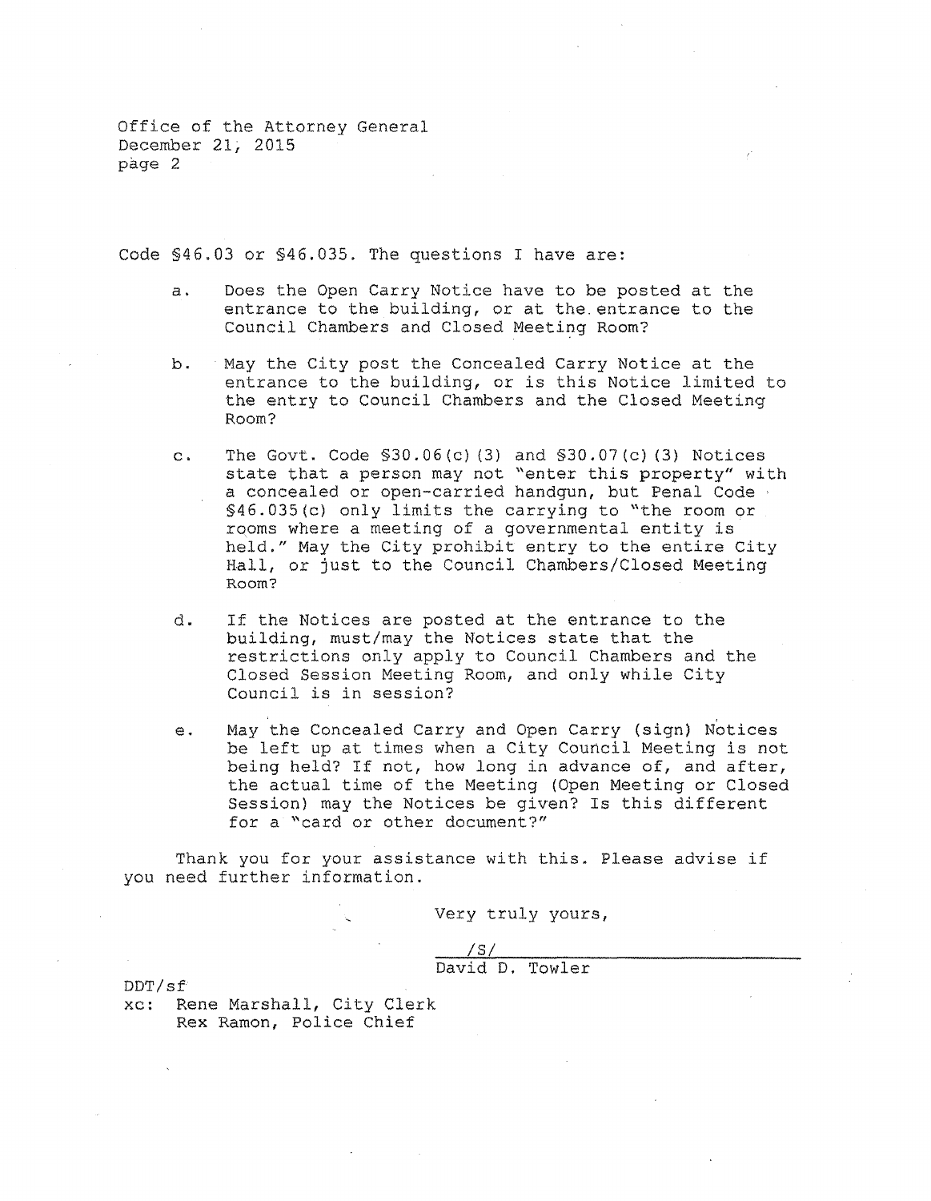Code §46.03 or §46.035. The questions I have are:

a. Does the Open Carry Notice have to be posted at the entrance to the building, or at the entrance to the Council Chambers and Closed Meeting Room?

b. May the City post the Concealed Carry Notice at the entrance to the building, or is this Notice limited to the entry to Council Chambers and the Closed Meeting Room?

c. The Govt. Code §30.06(c)(3) and §30.07(c)(3) Notices state that a person may not "enter this property" with a concealed or open-carried handgun, but Penal Code §46.035(c) only limits the carrying to "the room or rooms where a meeting of a governmental entity is held." May the City prohibit entry to the entire City Hall, or just to the Council Chambers/Closed Meeting Room?

d. If the Notices are posted at the entrance to the building, must/may the Notices state that the restrictions only apply to Council Chambers and the Closed Session Meeting Room, and only while City Council is in session?

e. May the Concealed Carry and Open Carry (sign) Notices be left up at times when a City Council Meeting is not being held? If not, how long in advance of, and after, the actual time of the Meeting (Open Meeting or Closed Session) may the Notices be given? Is this different for a "card or other document?"

Thank you for your assistance with this. Please advise if you need further information.

Very truly yours,

/S/

David D. Towler

DDT/sf

xc: Rene Marshall, City Clerk
Rex Ramon, Police Chief